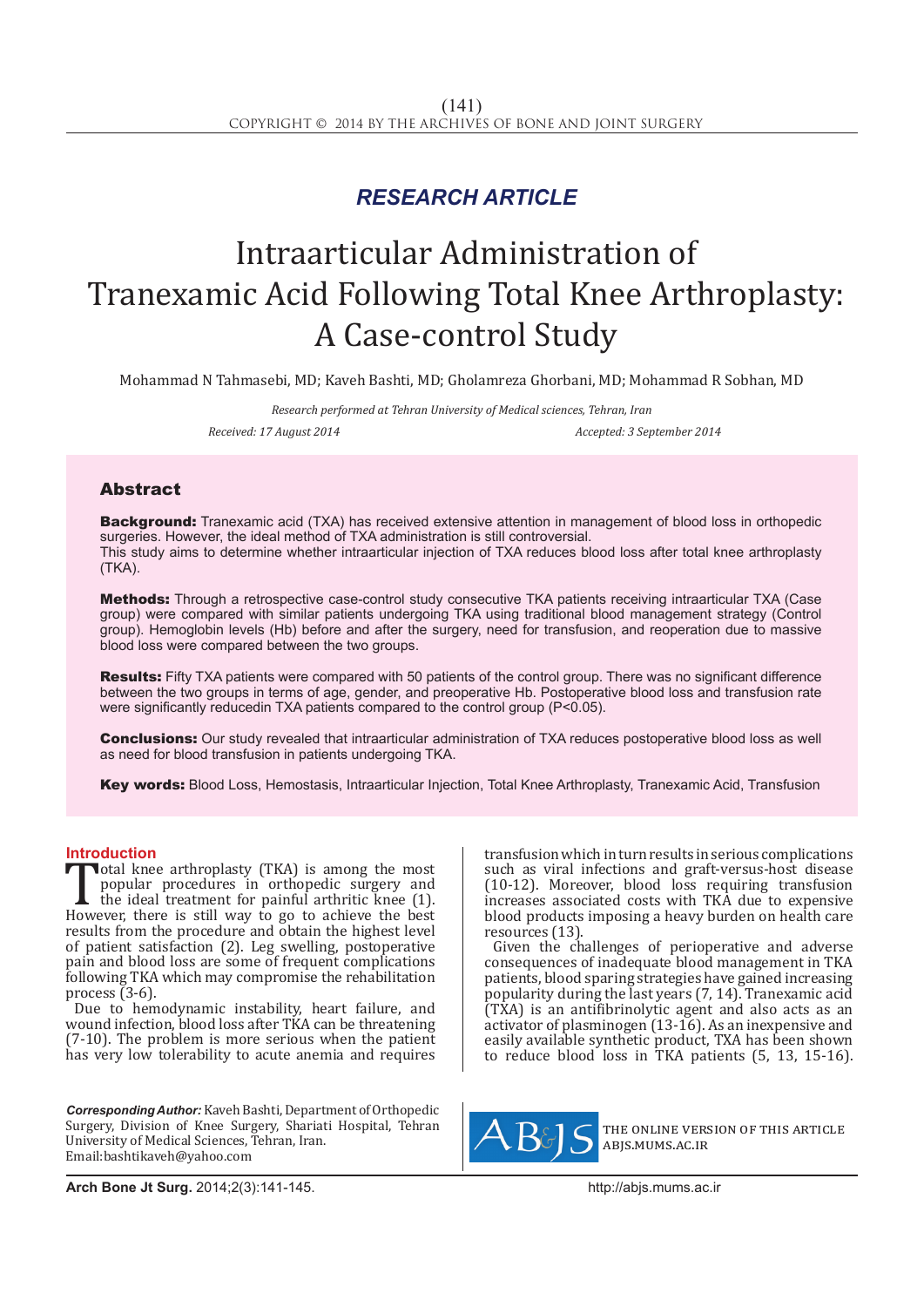*RESEARCH ARTICLE*

# Intraarticular Administration of Tranexamic Acid Following Total Knee Arthroplasty: A Case-control Study

Mohammad N Tahmasebi, MD; Kaveh Bashti, MD; Gholamreza Ghorbani, MD; Mohammad R Sobhan, MD

*Research performed at Tehran University of Medical sciences, Tehran, Iran*

*Received: 17 August 2014* *Accepted: 3 September 2014*

## Abstract

**Background:** Tranexamic acid (TXA) has received extensive attention in management of blood loss in orthopedic surgeries. However, the ideal method of TXA administration is still controversial.
This study aims to determine whether intraarticular injection of TXA reduces blood loss after total knee arthroplasty (TKA).

**Methods:** Through a retrospective case-control study consecutive TKA patients receiving intraarticular TXA (Case group) were compared with similar patients undergoing TKA using traditional blood management strategy (Control group). Hemoglobin levels (Hb) before and after the surgery, need for transfusion, and reoperation due to massive blood loss were compared between the two groups.

**Results:** Fifty TXA patients were compared with 50 patients of the control group. There was no significant difference between the two groups in terms of age, gender, and preoperative Hb. Postoperative blood loss and transfusion rate were significantly reducedin TXA patients compared to the control group ($P<0.05$).

**Conclusions:** Our study revealed that intraarticular administration of TXA reduces postoperative blood loss as well as need for blood transfusion in patients undergoing TKA.

**Key words:** Blood Loss, Hemostasis, Intraarticular Injection, Total Knee Arthroplasty, Tranexamic Acid, Transfusion

## Introduction

Total knee arthroplasty (TKA) is among the most popular procedures in orthopedic surgery and the ideal treatment for painful arthritic knee (1). However, there is still way to go to achieve the best results from the procedure and obtain the highest level of patient satisfaction (2). Leg swelling, postoperative pain and blood loss are some of frequent complications following TKA which may compromise the rehabilitation process (3-6).

Due to hemodynamic instability, heart failure, and wound infection, blood loss after TKA can be threatening (7-10). The problem is more serious when the patient has very low tolerability to acute anemia and requires transfusion which in turn results in serious complications such as viral infections and graft-versus-host disease (10-12). Moreover, blood loss requiring transfusion increases associated costs with TKA due to expensive blood products imposing a heavy burden on health care resources (13).

Given the challenges of perioperative and adverse consequences of inadequate blood management in TKA patients, blood sparing strategies have gained increasing popularity during the last years (7, 14). Tranexamic acid (TXA) is an antifibrinolytic agent and also acts as an activator of plasminogen (13-16). As an inexpensive and easily available synthetic product, TXA has been shown to reduce blood loss in TKA patients (5, 13, 15-16).

***Corresponding Author:*** Kaveh Bashti, Department of Orthopedic Surgery, Division of Knee Surgery, Shariati Hospital, Tehran University of Medical Sciences, Tehran, Iran.
Email: bashtikaveh@yahoo.com

THE ONLINE VERSION OF THIS ARTICLE
ABJS.MUMS.AC.IR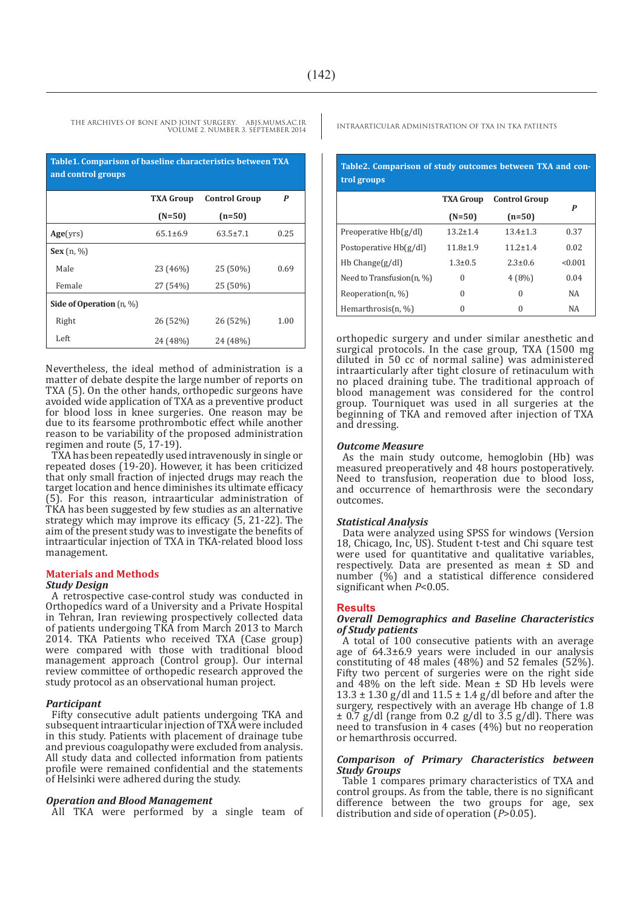**Table1. Comparison of baseline characteristics between TXA and control groups**

| | TXA Group (N=50) | Control Group (n=50) | P |
|---|---|---|---|
| **Age**(yrs) | 65.1±6.9 | 63.5±7.1 | 0.25 |
| **Sex** (n, %) | | | |
| Male | 23 (46%) | 25 (50%) | 0.69 |
| Female | 27 (54%) | 25 (50%) | |
| **Side of Operation** (n, %) | | | |
| Right | 26 (52%) | 26 (52%) | 1.00 |
| Left | 24 (48%) | 24 (48%) | |

Nevertheless, the ideal method of administration is a matter of debate despite the large number of reports on TXA (5). On the other hands, orthopedic surgeons have avoided wide application of TXA as a preventive product for blood loss in knee surgeries. One reason may be due to its fearsome prothrombotic effect while another reason to be variability of the proposed administration regimen and route (5, 17-19).

TXA has been repeatedly used intravenously in single or repeated doses (19-20). However, it has been criticized that only small fraction of injected drugs may reach the target location and hence diminishes its ultimate efficacy (5). For this reason, intraarticular administration of TKA has been suggested by few studies as an alternative strategy which may improve its efficacy (5, 21-22). The aim of the present study was to investigate the benefits of intraarticular injection of TXA in TKA-related blood loss management.

## Materials and Methods

### *Study Design*

A retrospective case-control study was conducted in Orthopedics ward of a University and a Private Hospital in Tehran, Iran reviewing prospectively collected data of patients undergoing TKA from March 2013 to March 2014. TKA Patients who received TXA (Case group) were compared with those with traditional blood management approach (Control group). Our internal review committee of orthopedic research approved the study protocol as an observational human project.

### *Participant*

Fifty consecutive adult patients undergoing TKA and subsequent intraarticular injection of TXA were included in this study. Patients with placement of drainage tube and previous coagulopathy were excluded from analysis. All study data and collected information from patients profile were remained confidential and the statements of Helsinki were adhered during the study.

### *Operation and Blood Management*

All TKA were performed by a single team of orthopedic surgery and under similar anesthetic and surgical protocols. In the case group, TXA (1500 mg diluted in 50 cc of normal saline) was administered intraarticularly after tight closure of retinaculum with no placed draining tube. The traditional approach of blood management was considered for the control group. Tourniquet was used in all surgeries at the beginning of TKA and removed after injection of TXA and dressing.

### *Outcome Measure*

As the main study outcome, hemoglobin (Hb) was measured preoperatively and 48 hours postoperatively. Need to transfusion, reoperation due to blood loss, and occurrence of hemarthrosis were the secondary outcomes.

### *Statistical Analysis*

Data were analyzed using SPSS for windows (Version 18, Chicago, Inc, US). Student t-test and Chi square test were used for quantitative and qualitative variables, respectively. Data are presented as mean ± SD and number (%) and a statistical difference considered significant when $P<0.05$.

**Table2. Comparison of study outcomes between TXA and control groups**

| | TXA Group (N=50) | Control Group (n=50) | P |
|---|---|---|---|
| Preoperative Hb(g/dl) | 13.2±1.4 | 13.4±1.3 | 0.37 |
| Postoperative Hb(g/dl) | 11.8±1.9 | 11.2±1.4 | 0.02 |
| Hb Change(g/dl) | 1.3±0.5 | 2.3±0.6 | <0.001 |
| Need to Transfusion(n, %) | 0 | 4 (8%) | 0.04 |
| Reoperation(n, %) | 0 | 0 | NA |
| Hemarthrosis(n, %) | 0 | 0 | NA |

## Results

### *Overall Demographics and Baseline Characteristics of Study patients*

A total of 100 consecutive patients with an average age of 64.3±6.9 years were included in our analysis constituting of 48 males (48%) and 52 females (52%). Fifty two percent of surgeries were on the right side and 48% on the left side. Mean ± SD Hb levels were 13.3 ± 1.30 g/dl and 11.5 ± 1.4 g/dl before and after the surgery, respectively with an average Hb change of 1.8 ± 0.7 g/dl (range from 0.2 g/dl to 3.5 g/dl). There was need to transfusion in 4 cases (4%) but no reoperation or hemarthrosis occurred.

### *Comparison of Primary Characteristics between Study Groups*

Table 1 compares primary characteristics of TXA and control groups. As from the table, there is no significant difference between the two groups for age, sex distribution and side of operation ($P>0.05$).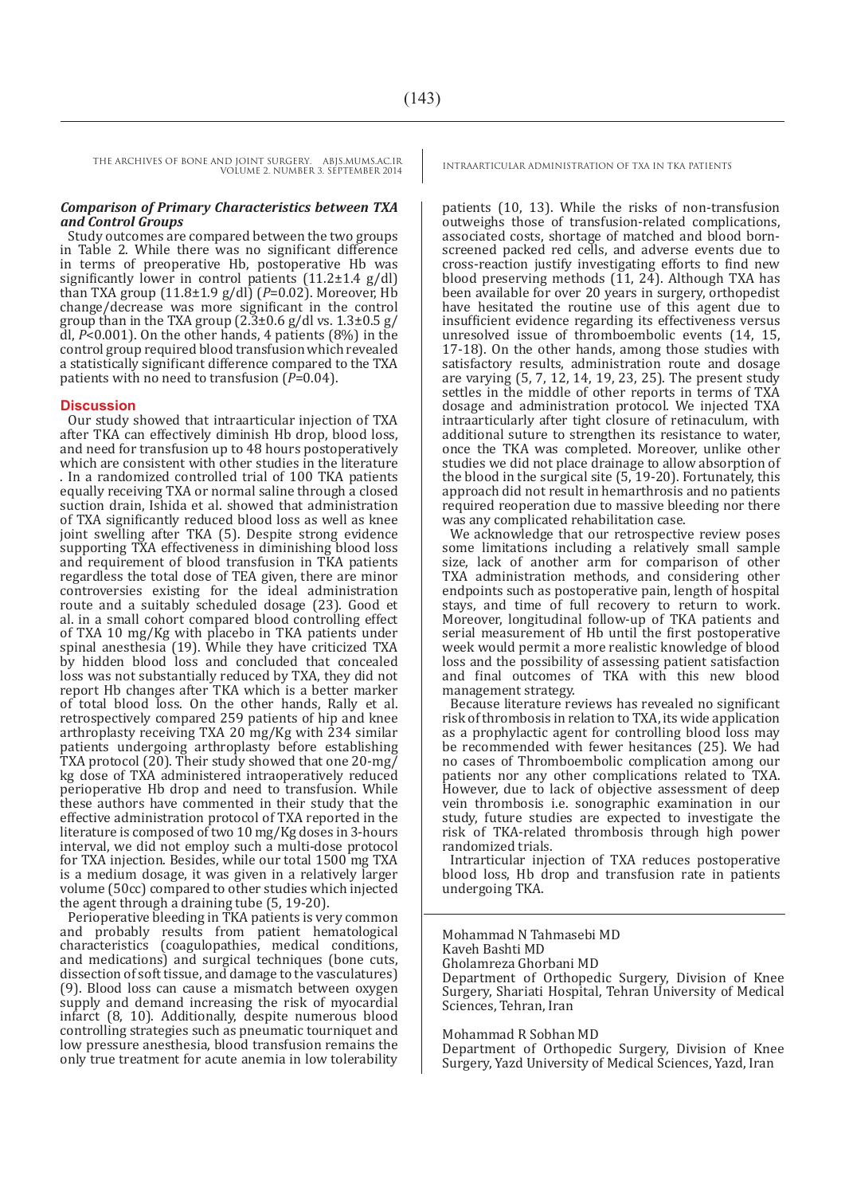### *Comparison of Primary Characteristics between TXA and Control Groups*

Study outcomes are compared between the two groups in Table 2. While there was no significant difference in terms of preoperative Hb, postoperative Hb was significantly lower in control patients (11.2±1.4 g/dl) than TXA group (11.8±1.9 g/dl) (*P*=0.02). Moreover, Hb change/decrease was more significant in the control group than in the TXA group (2.3±0.6 g/dl vs. 1.3±0.5 g/dl, *P*<0.001). On the other hands, 4 patients (8%) in the control group required blood transfusion which revealed a statistically significant difference compared to the TXA patients with no need to transfusion (*P*=0.04).

## Discussion

Our study showed that intraarticular injection of TXA after TKA can effectively diminish Hb drop, blood loss, and need for transfusion up to 48 hours postoperatively which are consistent with other studies in the literature. In a randomized controlled trial of 100 TKA patients equally receiving TXA or normal saline through a closed suction drain, Ishida et al. showed that administration of TXA significantly reduced blood loss as well as knee joint swelling after TKA (5). Despite strong evidence supporting TXA effectiveness in diminishing blood loss and requirement of blood transfusion in TKA patients regardless the total dose of TEA given, there are minor controversies existing for the ideal administration route and a suitably scheduled dosage (23). Good et al. in a small cohort compared blood controlling effect of TXA 10 mg/Kg with placebo in TKA patients under spinal anesthesia (19). While they have criticized TXA by hidden blood loss and concluded that concealed loss was not substantially reduced by TXA, they did not report Hb changes after TKA which is a better marker of total blood loss. On the other hands, Rally et al. retrospectively compared 259 patients of hip and knee arthroplasty receiving TXA 20 mg/Kg with 234 similar patients undergoing arthroplasty before establishing TXA protocol (20). Their study showed that one 20-mg/kg dose of TXA administered intraoperatively reduced perioperative Hb drop and need to transfusion. While these authors have commented in their study that the effective administration protocol of TXA reported in the literature is composed of two 10 mg/Kg doses in 3-hours interval, we did not employ such a multi-dose protocol for TXA injection. Besides, while our total 1500 mg TXA is a medium dosage, it was given in a relatively larger volume (50cc) compared to other studies which injected the agent through a draining tube (5, 19-20).

Perioperative bleeding in TKA patients is very common and probably results from patient hematological characteristics (coagulopathies, medical conditions, and medications) and surgical techniques (bone cuts, dissection of soft tissue, and damage to the vasculatures) (9). Blood loss can cause a mismatch between oxygen supply and demand increasing the risk of myocardial infarct (8, 10). Additionally, despite numerous blood controlling strategies such as pneumatic tourniquet and low pressure anesthesia, blood transfusion remains the only true treatment for acute anemia in low tolerability patients (10, 13). While the risks of non-transfusion outweighs those of transfusion-related complications, associated costs, shortage of matched and blood born-screened packed red cells, and adverse events due to cross-reaction justify investigating efforts to find new blood preserving methods (11, 24). Although TXA has been available for over 20 years in surgery, orthopedist have hesitated the routine use of this agent due to insufficient evidence regarding its effectiveness versus unresolved issue of thromboembolic events (14, 15, 17-18). On the other hands, among those studies with satisfactory results, administration route and dosage are varying (5, 7, 12, 14, 19, 23, 25). The present study settles in the middle of other reports in terms of TXA dosage and administration protocol. We injected TXA intraarticularly after tight closure of retinaculum, with additional suture to strengthen its resistance to water, once the TKA was completed. Moreover, unlike other studies we did not place drainage to allow absorption of the blood in the surgical site (5, 19-20). Fortunately, this approach did not result in hemarthrosis and no patients required reoperation due to massive bleeding nor there was any complicated rehabilitation case.

We acknowledge that our retrospective review poses some limitations including a relatively small sample size, lack of another arm for comparison of other TXA administration methods, and considering other endpoints such as postoperative pain, length of hospital stays, and time of full recovery to return to work. Moreover, longitudinal follow-up of TKA patients and serial measurement of Hb until the first postoperative week would permit a more realistic knowledge of blood loss and the possibility of assessing patient satisfaction and final outcomes of TKA with this new blood management strategy.

Because literature reviews has revealed no significant risk of thrombosis in relation to TXA, its wide application as a prophylactic agent for controlling blood loss may be recommended with fewer hesitances (25). We had no cases of Thromboembolic complication among our patients nor any other complications related to TXA. However, due to lack of objective assessment of deep vein thrombosis i.e. sonographic examination in our study, future studies are expected to investigate the risk of TKA-related thrombosis through high power randomized trials.

Intrarticular injection of TXA reduces postoperative blood loss, Hb drop and transfusion rate in patients undergoing TKA.

Mohammad N Tahmasebi MD
Kaveh Bashti MD
Gholamreza Ghorbani MD
Department of Orthopedic Surgery, Division of Knee Surgery, Shariati Hospital, Tehran University of Medical Sciences, Tehran, Iran

Mohammad R Sobhan MD
Department of Orthopedic Surgery, Division of Knee Surgery, Yazd University of Medical Sciences, Yazd, Iran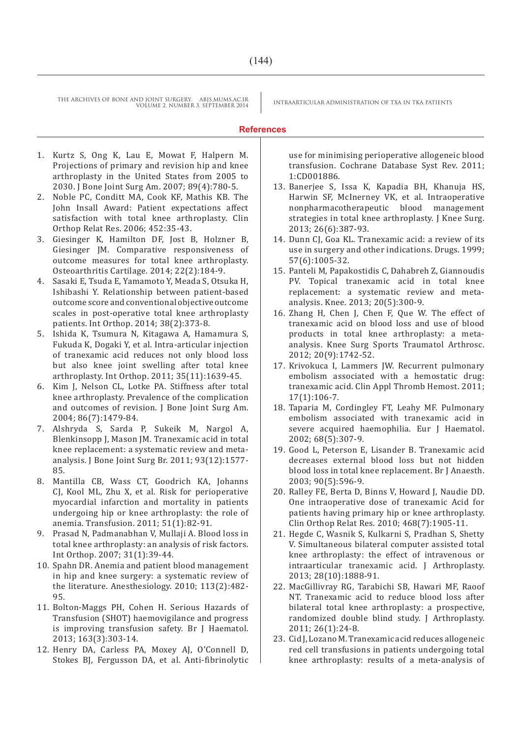## References

1. Kurtz S, Ong K, Lau E, Mowat F, Halpern M. Projections of primary and revision hip and knee arthroplasty in the United States from 2005 to 2030. J Bone Joint Surg Am. 2007; 89(4):780-5.
2. Noble PC, Conditt MA, Cook KF, Mathis KB. The John Insall Award: Patient expectations affect satisfaction with total knee arthroplasty. Clin Orthop Relat Res. 2006; 452:35-43.
3. Giesinger K, Hamilton DF, Jost B, Holzner B, Giesinger JM. Comparative responsiveness of outcome measures for total knee arthroplasty. Osteoarthritis Cartilage. 2014; 22(2):184-9.
4. Sasaki E, Tsuda E, Yamamoto Y, Meada S, Otsuka H, Ishibashi Y. Relationship between patient-based outcome score and conventional objective outcome scales in post-operative total knee arthroplasty patients. Int Orthop. 2014; 38(2):373-8.
5. Ishida K, Tsumura N, Kitagawa A, Hamamura S, Fukuda K, Dogaki Y, et al. Intra-articular injection of tranexamic acid reduces not only blood loss but also knee joint swelling after total knee arthroplasty. Int Orthop. 2011; 35(11):1639-45.
6. Kim J, Nelson CL, Lotke PA. Stiffness after total knee arthroplasty. Prevalence of the complication and outcomes of revision. J Bone Joint Surg Am. 2004; 86(7):1479-84.
7. Alshryda S, Sarda P, Sukeik M, Nargol A, Blenkinsopp J, Mason JM. Tranexamic acid in total knee replacement: a systematic review and meta-analysis. J Bone Joint Surg Br. 2011; 93(12):1577-85.
8. Mantilla CB, Wass CT, Goodrich KA, Johanns CJ, Kool ML, Zhu X, et al. Risk for perioperative myocardial infarction and mortality in patients undergoing hip or knee arthroplasty: the role of anemia. Transfusion. 2011; 51(1):82-91.
9. Prasad N, Padmanabhan V, Mullaji A. Blood loss in total knee arthroplasty: an analysis of risk factors. Int Orthop. 2007; 31(1):39-44.
10. Spahn DR. Anemia and patient blood management in hip and knee surgery: a systematic review of the literature. Anesthesiology. 2010; 113(2):482-95.
11. Bolton-Maggs PH, Cohen H. Serious Hazards of Transfusion (SHOT) haemovigilance and progress is improving transfusion safety. Br J Haematol. 2013; 163(3):303-14.
12. Henry DA, Carless PA, Moxey AJ, O'Connell D, Stokes BJ, Fergusson DA, et al. Anti-fibrinolytic use for minimising perioperative allogeneic blood transfusion. Cochrane Database Syst Rev. 2011; 1:CD001886.
13. Banerjee S, Issa K, Kapadia BH, Khanuja HS, Harwin SF, McInerney VK, et al. Intraoperative nonpharmacotherapeutic blood management strategies in total knee arthroplasty. J Knee Surg. 2013; 26(6):387-93.
14. Dunn CJ, Goa KL. Tranexamic acid: a review of its use in surgery and other indications. Drugs. 1999; 57(6):1005-32.
15. Panteli M, Papakostidis C, Dahabreh Z, Giannoudis PV. Topical tranexamic acid in total knee replacement: a systematic review and meta-analysis. Knee. 2013; 20(5):300-9.
16. Zhang H, Chen J, Chen F, Que W. The effect of tranexamic acid on blood loss and use of blood products in total knee arthroplasty: a meta-analysis. Knee Surg Sports Traumatol Arthrosc. 2012; 20(9):1742-52.
17. Krivokuca I, Lammers JW. Recurrent pulmonary embolism associated with a hemostatic drug: tranexamic acid. Clin Appl Thromb Hemost. 2011; 17(1):106-7.
18. Taparia M, Cordingley FT, Leahy MF. Pulmonary embolism associated with tranexamic acid in severe acquired haemophilia. Eur J Haematol. 2002; 68(5):307-9.
19. Good L, Peterson E, Lisander B. Tranexamic acid decreases external blood loss but not hidden blood loss in total knee replacement. Br J Anaesth. 2003; 90(5):596-9.
20. Ralley FE, Berta D, Binns V, Howard J, Naudie DD. One intraoperative dose of tranexamic Acid for patients having primary hip or knee arthroplasty. Clin Orthop Relat Res. 2010; 468(7):1905-11.
21. Hegde C, Wasnik S, Kulkarni S, Pradhan S, Shetty V. Simultaneous bilateral computer assisted total knee arthroplasty: the effect of intravenous or intraarticular tranexamic acid. J Arthroplasty. 2013; 28(10):1888-91.
22. MacGillivray RG, Tarabichi SB, Hawari MF, Raoof NT. Tranexamic acid to reduce blood loss after bilateral total knee arthroplasty: a prospective, randomized double blind study. J Arthroplasty. 2011; 26(1):24-8.
23. Cid J, Lozano M. Tranexamic acid reduces allogeneic red cell transfusions in patients undergoing total knee arthroplasty: results of a meta-analysis of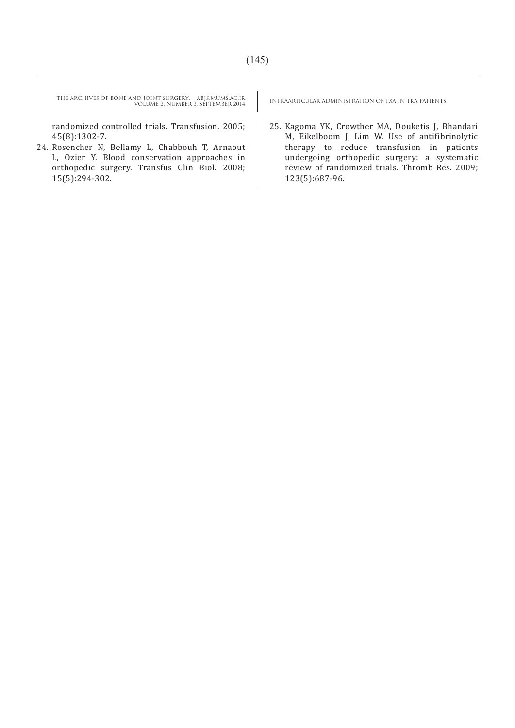randomized controlled trials. Transfusion. 2005; 45(8):1302-7.

24. Rosencher N, Bellamy L, Chabbouh T, Arnaout L, Ozier Y. Blood conservation approaches in orthopedic surgery. Transfus Clin Biol. 2008; 15(5):294-302.

25. Kagoma YK, Crowther MA, Douketis J, Bhandari M, Eikelboom J, Lim W. Use of antifibrinolytic therapy to reduce transfusion in patients undergoing orthopedic surgery: a systematic review of randomized trials. Thromb Res. 2009; 123(5):687-96.